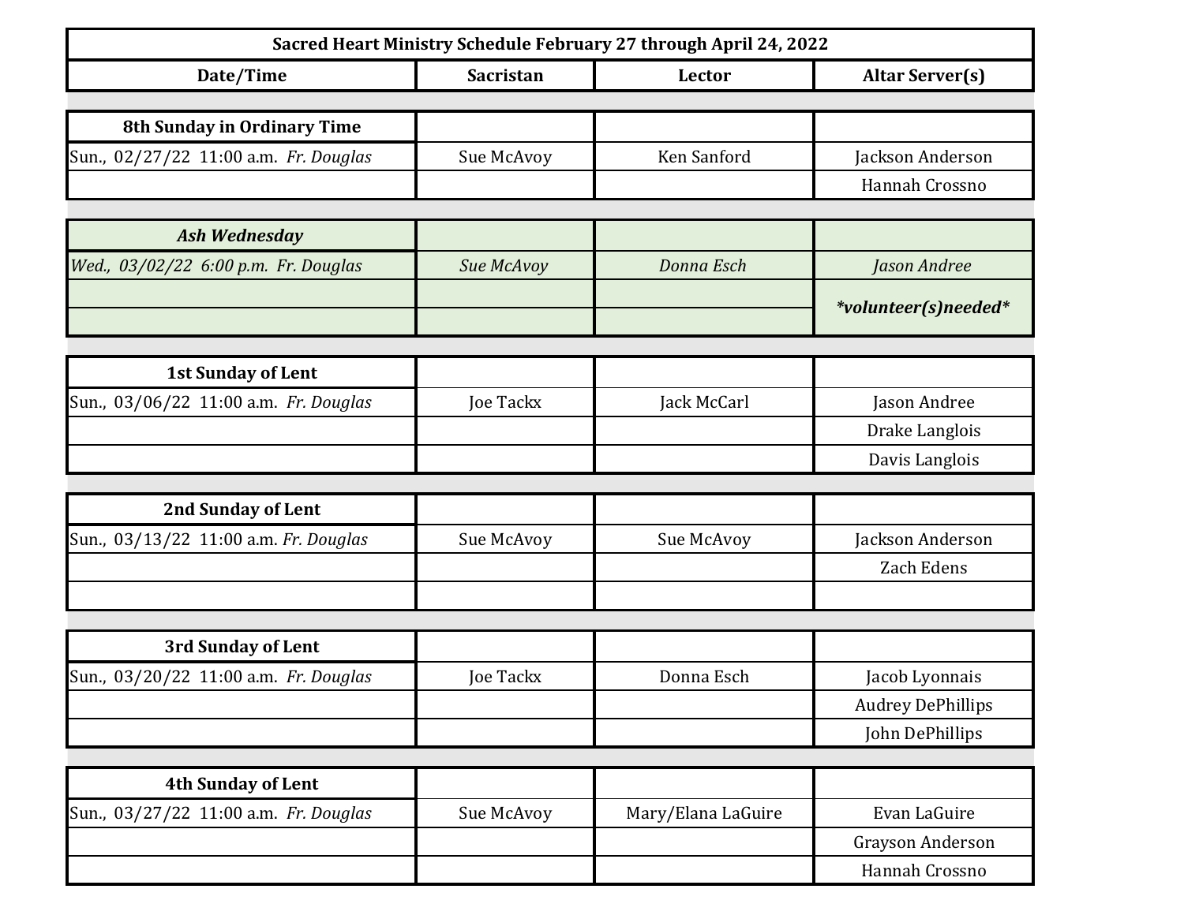| Sacred Heart Ministry Schedule February 27 through April 24, 2022 | | | |
|---|---|---|---|
| **Date/Time** | **Sacristan** | **Lector** | **Altar Server(s)** |
| **8th Sunday in Ordinary Time** | | | |
| Sun., 02/27/22 11:00 a.m. *Fr. Douglas* | Sue McAvoy | Ken Sanford | Jackson Anderson |
| | | | Hannah Crossno |
| ***Ash Wednesday*** | | | |
| *Wed., 03/02/22 6:00 p.m. Fr. Douglas* | *Sue McAvoy* | *Donna Esch* | *Jason Andree* |
| | | | ***volunteer(s)needed*** |
| **1st Sunday of Lent** | | | |
| Sun., 03/06/22 11:00 a.m. *Fr. Douglas* | Joe Tackx | Jack McCarl | Jason Andree |
| | | | Drake Langlois |
| | | | Davis Langlois |
| **2nd Sunday of Lent** | | | |
| Sun., 03/13/22 11:00 a.m. *Fr. Douglas* | Sue McAvoy | Sue McAvoy | Jackson Anderson |
| | | | Zach Edens |
| **3rd Sunday of Lent** | | | |
| Sun., 03/20/22 11:00 a.m. *Fr. Douglas* | Joe Tackx | Donna Esch | Jacob Lyonnais |
| | | | Audrey DePhillips |
| | | | John DePhillips |
| **4th Sunday of Lent** | | | |
| Sun., 03/27/22 11:00 a.m. *Fr. Douglas* | Sue McAvoy | Mary/Elana LaGuire | Evan LaGuire |
| | | | Grayson Anderson |
| | | | Hannah Crossno |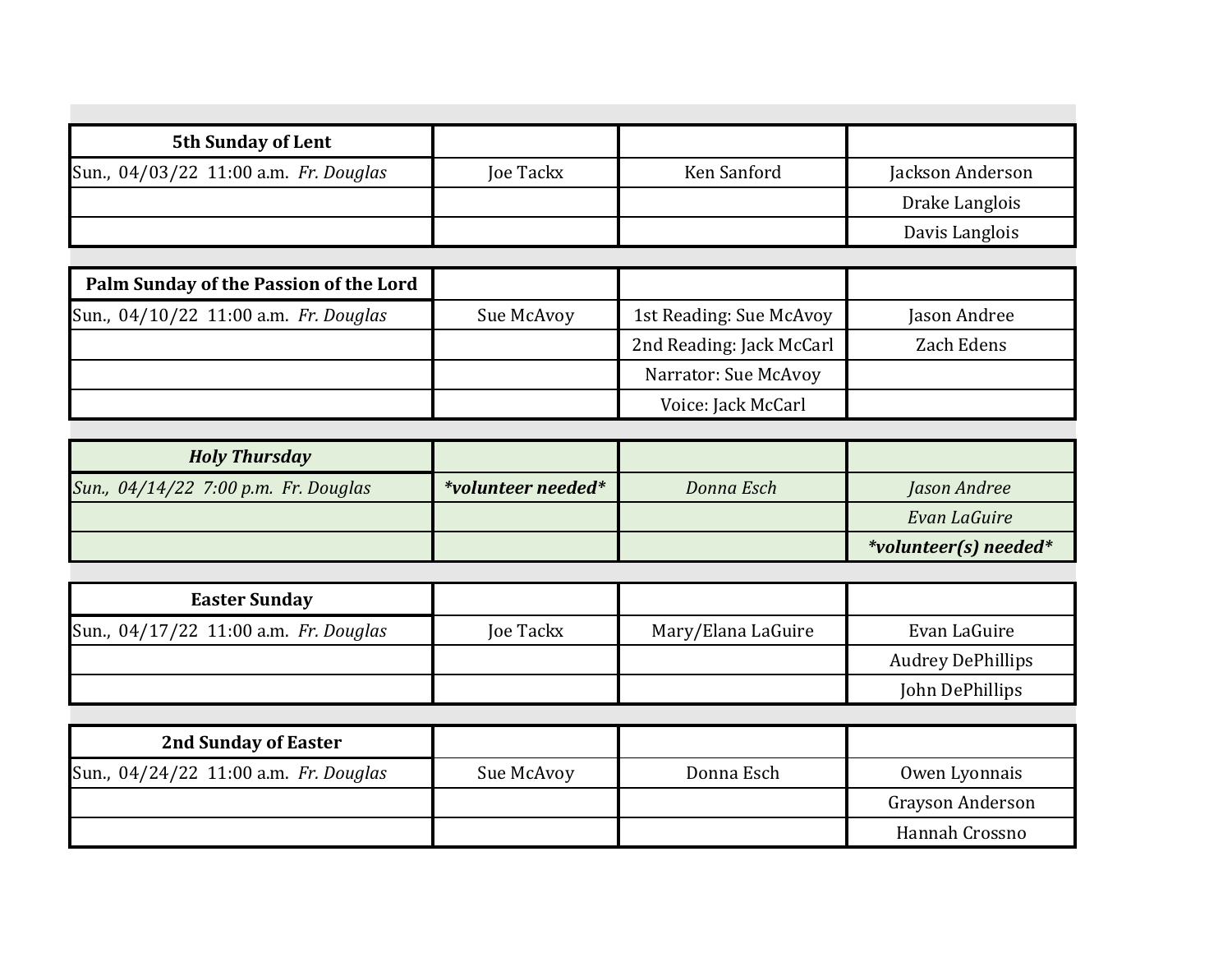| | | | |
|---|---|---|---|
| **5th Sunday of Lent** | | | |
| Sun., 04/03/22 11:00 a.m. *Fr. Douglas* | Joe Tackx | Ken Sanford | Jackson Anderson |
| | | | Drake Langlois |
| | | | Davis Langlois |
| **Palm Sunday of the Passion of the Lord** | | | |
| Sun., 04/10/22 11:00 a.m. *Fr. Douglas* | Sue McAvoy | 1st Reading: Sue McAvoy | Jason Andree |
| | | 2nd Reading: Jack McCarl | Zach Edens |
| | | Narrator: Sue McAvoy | |
| | | Voice: Jack McCarl | |
| ***Holy Thursday*** | | | |
| *Sun., 04/14/22 7:00 p.m. Fr. Douglas* | ***volunteer needed*** | *Donna Esch* | *Jason Andree* |
| | | | *Evan LaGuire* |
| | | | ***volunteer(s) needed*** |
| **Easter Sunday** | | | |
| Sun., 04/17/22 11:00 a.m. *Fr. Douglas* | Joe Tackx | Mary/Elana LaGuire | Evan LaGuire |
| | | | Audrey DePhillips |
| | | | John DePhillips |
| **2nd Sunday of Easter** | | | |
| Sun., 04/24/22 11:00 a.m. *Fr. Douglas* | Sue McAvoy | Donna Esch | Owen Lyonnais |
| | | | Grayson Anderson |
| | | | Hannah Crossno |